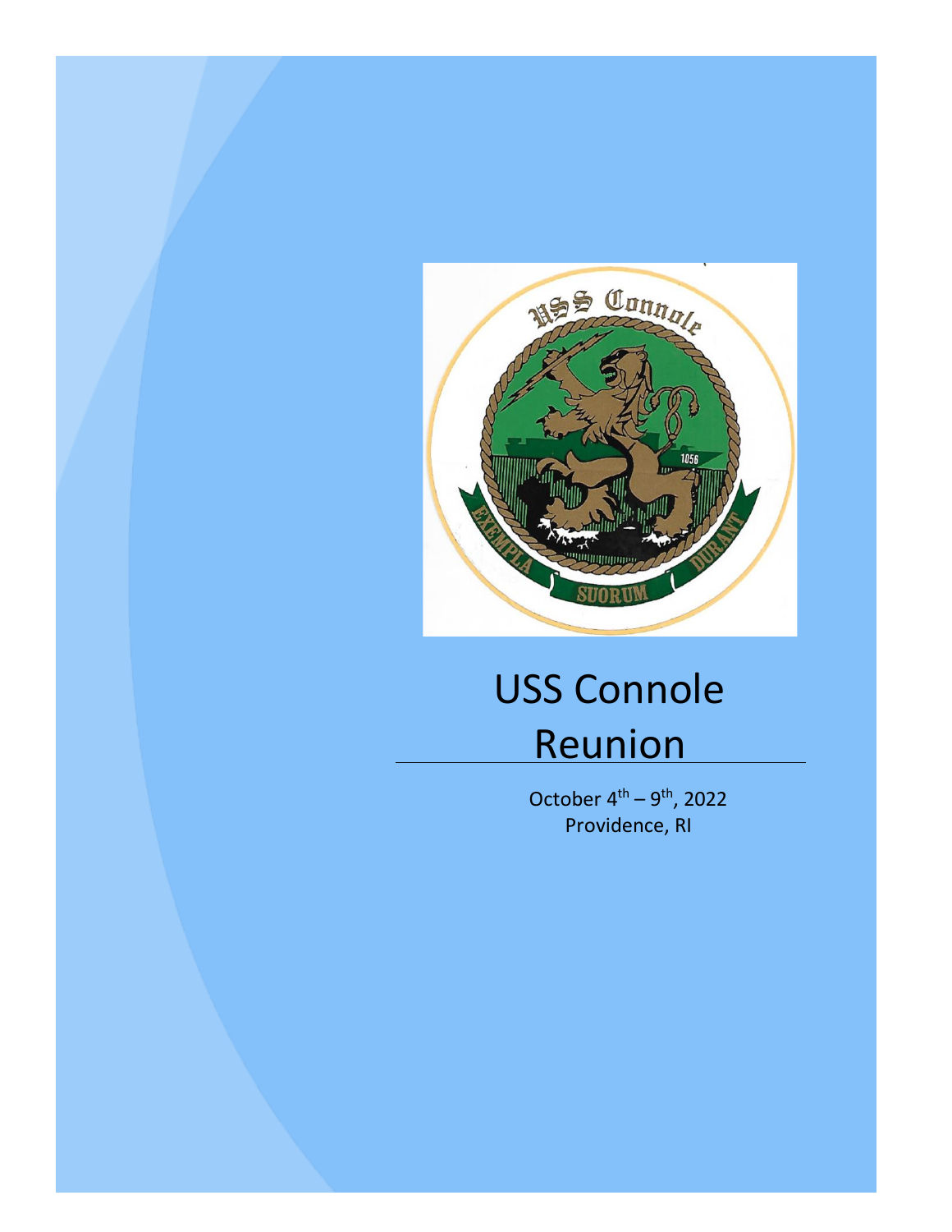# USS Connole Reunion

October 4th – 9th, 2022
Providence, RI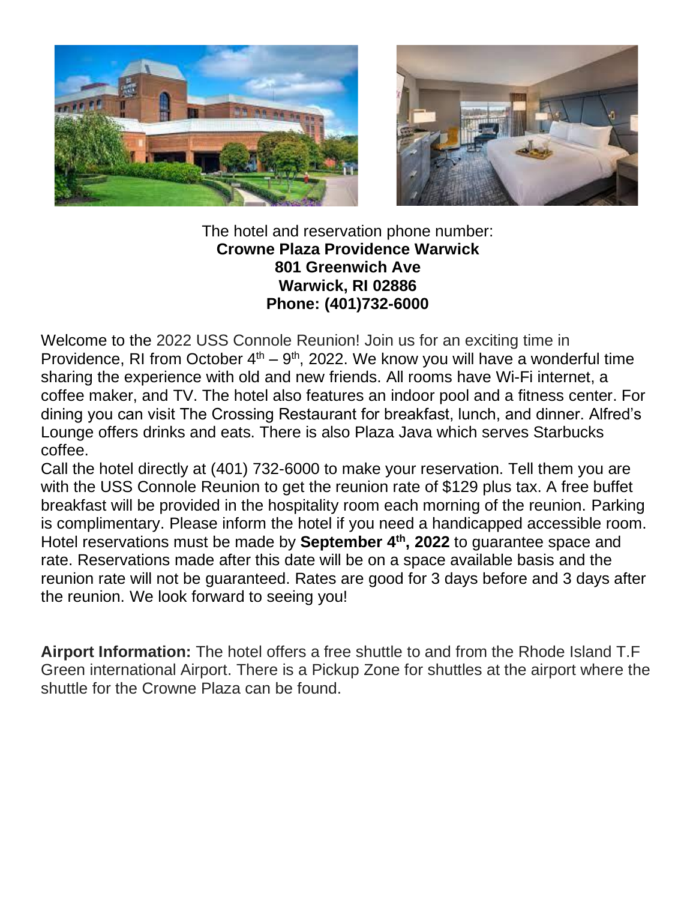The hotel and reservation phone number:
**Crowne Plaza Providence Warwick**
**801 Greenwich Ave**
**Warwick, RI 02886**
**Phone: (401)732-6000**

Welcome to the 2022 USS Connole Reunion! Join us for an exciting time in Providence, RI from October 4th – 9th, 2022. We know you will have a wonderful time sharing the experience with old and new friends. All rooms have Wi-Fi internet, a coffee maker, and TV. The hotel also features an indoor pool and a fitness center. For dining you can visit The Crossing Restaurant for breakfast, lunch, and dinner. Alfred's Lounge offers drinks and eats. There is also Plaza Java which serves Starbucks coffee.

Call the hotel directly at (401) 732-6000 to make your reservation. Tell them you are with the USS Connole Reunion to get the reunion rate of $129 plus tax. A free buffet breakfast will be provided in the hospitality room each morning of the reunion. Parking is complimentary. Please inform the hotel if you need a handicapped accessible room. Hotel reservations must be made by **September 4th, 2022** to guarantee space and rate. Reservations made after this date will be on a space available basis and the reunion rate will not be guaranteed. Rates are good for 3 days before and 3 days after the reunion. We look forward to seeing you!

**Airport Information:** The hotel offers a free shuttle to and from the Rhode Island T.F Green international Airport. There is a Pickup Zone for shuttles at the airport where the shuttle for the Crowne Plaza can be found.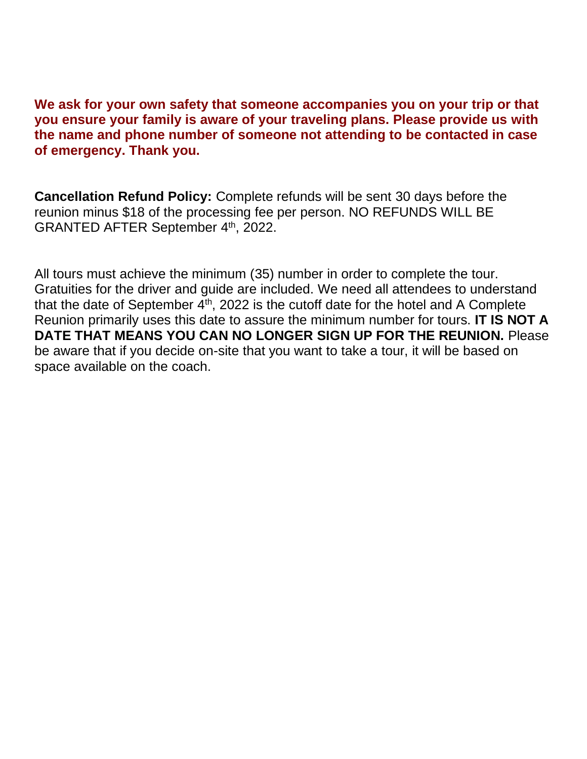**We ask for your own safety that someone accompanies you on your trip or that you ensure your family is aware of your traveling plans. Please provide us with the name and phone number of someone not attending to be contacted in case of emergency. Thank you.**

**Cancellation Refund Policy:** Complete refunds will be sent 30 days before the reunion minus $18 of the processing fee per person. NO REFUNDS WILL BE GRANTED AFTER September 4th, 2022.

All tours must achieve the minimum (35) number in order to complete the tour. Gratuities for the driver and guide are included. We need all attendees to understand that the date of September 4th, 2022 is the cutoff date for the hotel and A Complete Reunion primarily uses this date to assure the minimum number for tours. **IT IS NOT A DATE THAT MEANS YOU CAN NO LONGER SIGN UP FOR THE REUNION.** Please be aware that if you decide on-site that you want to take a tour, it will be based on space available on the coach.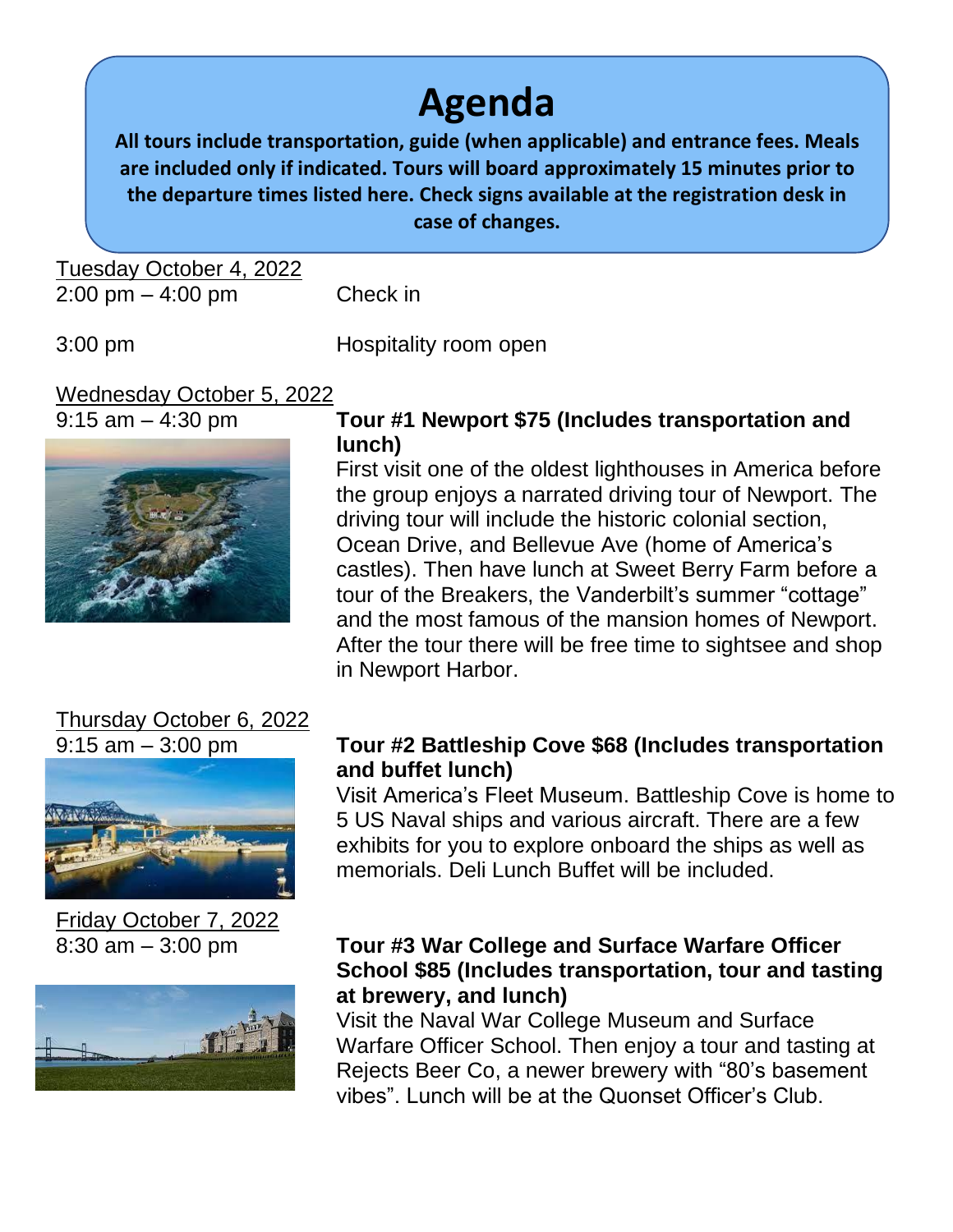# Agenda

**All tours include transportation, guide (when applicable) and entrance fees. Meals are included only if indicated. Tours will board approximately 15 minutes prior to the departure times listed here. Check signs available at the registration desk in case of changes.**

Tuesday October 4, 2022

2:00 pm – 4:00 pm Check in

3:00 pm Hospitality room open

Wednesday October 5, 2022

9:15 am – 4:30 pm

**Tour #1 Newport $75 (Includes transportation and lunch)**

First visit one of the oldest lighthouses in America before the group enjoys a narrated driving tour of Newport. The driving tour will include the historic colonial section, Ocean Drive, and Bellevue Ave (home of America's castles). Then have lunch at Sweet Berry Farm before a tour of the Breakers, the Vanderbilt's summer "cottage" and the most famous of the mansion homes of Newport. After the tour there will be free time to sightsee and shop in Newport Harbor.

Thursday October 6, 2022

9:15 am – 3:00 pm

**Tour #2 Battleship Cove $68 (Includes transportation and buffet lunch)**

Visit America's Fleet Museum. Battleship Cove is home to 5 US Naval ships and various aircraft. There are a few exhibits for you to explore onboard the ships as well as memorials. Deli Lunch Buffet will be included.

Friday October 7, 2022

8:30 am – 3:00 pm

**Tour #3 War College and Surface Warfare Officer School $85 (Includes transportation, tour and tasting at brewery, and lunch)**

Visit the Naval War College Museum and Surface Warfare Officer School. Then enjoy a tour and tasting at Rejects Beer Co, a newer brewery with "80's basement vibes". Lunch will be at the Quonset Officer's Club.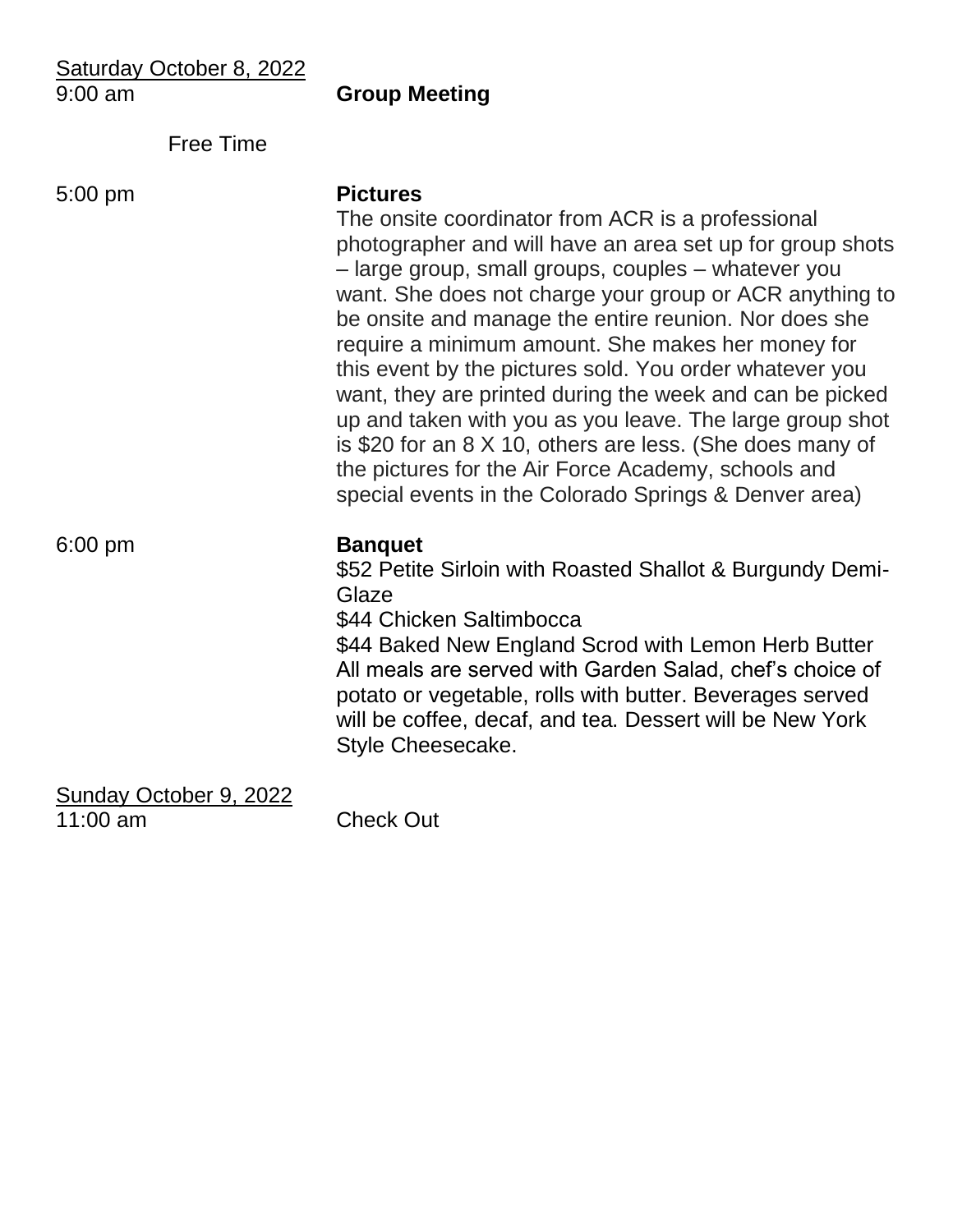Saturday October 8, 2022

9:00 am **Group Meeting**

Free Time

5:00 pm **Pictures**

The onsite coordinator from ACR is a professional photographer and will have an area set up for group shots – large group, small groups, couples – whatever you want. She does not charge your group or ACR anything to be onsite and manage the entire reunion. Nor does she require a minimum amount. She makes her money for this event by the pictures sold. You order whatever you want, they are printed during the week and can be picked up and taken with you as you leave. The large group shot is $20 for an 8 X 10, others are less. (She does many of the pictures for the Air Force Academy, schools and special events in the Colorado Springs & Denver area)

6:00 pm **Banquet**

$52 Petite Sirloin with Roasted Shallot & Burgundy Demi-Glaze
$44 Chicken Saltimbocca
$44 Baked New England Scrod with Lemon Herb Butter
All meals are served with Garden Salad, chef's choice of potato or vegetable, rolls with butter. Beverages served will be coffee, decaf, and tea. Dessert will be New York Style Cheesecake.

Sunday October 9, 2022

11:00 am Check Out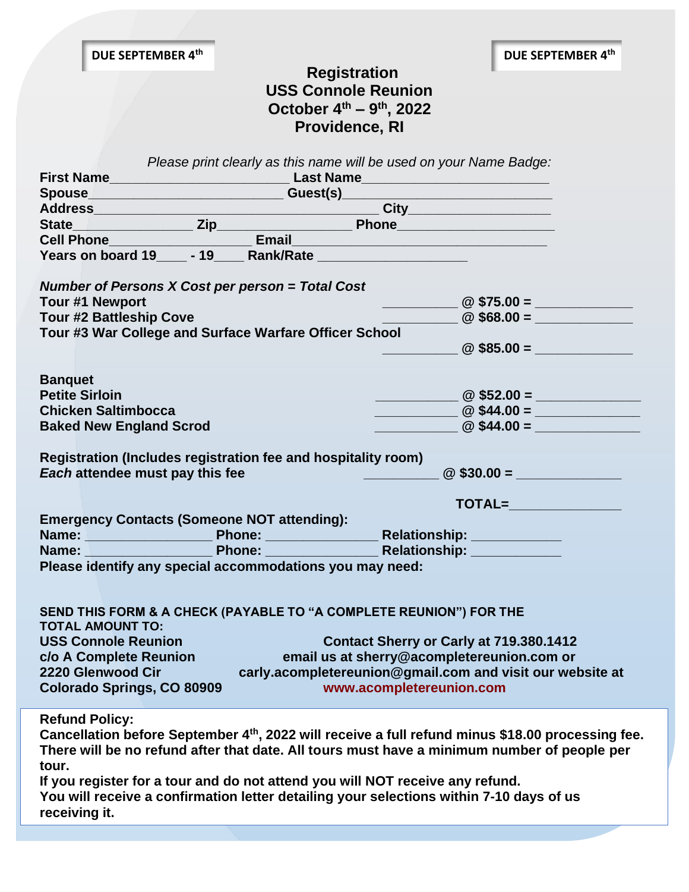**DUE SEPTEMBER 4th** **DUE SEPTEMBER 4th**

# Registration
# USS Connole Reunion
# October 4th – 9th, 2022
# Providence, RI

*Please print clearly as this name will be used on your Name Badge:*

**First Name**________________________ **Last Name**_________________________

**Spouse**__________________________ **Guest(s)**____________________________

**Address**_______________________________________ **City**___________________

**State**________________ **Zip**__________________ **Phone**_____________________

**Cell Phone**___________________ **Email**___________________________________

**Years on board 19____ - 19____ Rank/Rate** ____________________

***Number of Persons X Cost per person = Total Cost***

**Tour #1 Newport** __________ **@ $75.00 =** _____________

**Tour #2 Battleship Cove** __________ **@ $68.00 =** _____________

**Tour #3 War College and Surface Warfare Officer School** __________ **@ $85.00 =** _____________

**Banquet**

**Petite Sirloin** ___________ **@ $52.00 =** ______________

**Chicken Saltimbocca** ___________ **@ $44.00 =** ______________

**Baked New England Scrod** ___________ **@ $44.00 =** ______________

**Registration (Includes registration fee and hospitality room)**
***Each* attendee must pay this fee** __________ **@ $30.00 =** ______________

**TOTAL=**_______________

**Emergency Contacts (Someone NOT attending):**

**Name:** _________________ **Phone:** _______________ **Relationship:** ____________

**Name:** _________________ **Phone:** _______________ **Relationship:** ____________

**Please identify any special accommodations you may need:**

**SEND THIS FORM & A CHECK (PAYABLE TO "A COMPLETE REUNION") FOR THE TOTAL AMOUNT TO:**

**USS Connole Reunion**
**c/o A Complete Reunion**
**2220 Glenwood Cir**
**Colorado Springs, CO 80909**

**Contact Sherry or Carly at 719.380.1412**
**email us at sherry@acompletereunion.com or carly.acompletereunion@gmail.com and visit our website at**
**www.acompletereunion.com**

**Refund Policy:**
**Cancellation before September 4th, 2022 will receive a full refund minus $18.00 processing fee. There will be no refund after that date. All tours must have a minimum number of people per tour.**
**If you register for a tour and do not attend you will NOT receive any refund.**
**You will receive a confirmation letter detailing your selections within 7-10 days of us receiving it.**